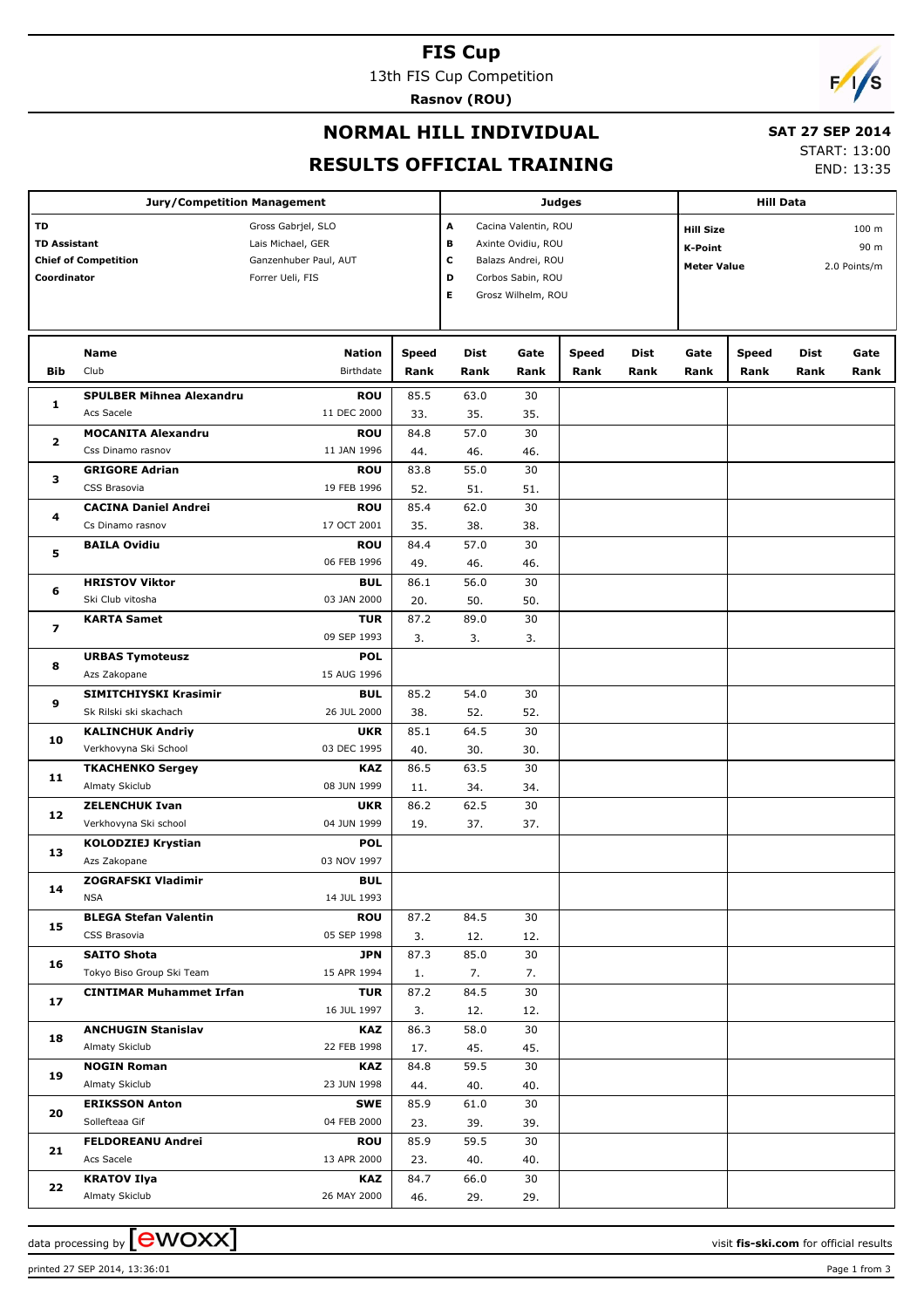# FIS Cup

13th FIS Cup Competition

**Rasnov (ROU)**

## NORMAL HILL INDIVIDUAL

**SAT 27 SEP 2014**

## RESULTS OFFICIAL TRAINING

START: 13:00
END: 13:35

| Jury/Competition Management | | Judges | | Hill Data | |
|---|---|---|---|---|---|
| TD | Gross Gabrjel, SLO | A | Cacina Valentin, ROU | Hill Size | 100 m |
| TD Assistant | Lais Michael, GER | B | Axinte Ovidiu, ROU | K-Point | 90 m |
| Chief of Competition | Ganzenhuber Paul, AUT | C | Balazs Andrei, ROU | Meter Value | 2.0 Points/m |
| Coordinator | Forrer Ueli, FIS | D | Corbos Sabin, ROU | | |
| | | E | Grosz Wilhelm, ROU | | |

| Bib | Name / Club | Nation / Birthdate | Speed / Rank | Dist / Rank | Gate / Rank | Speed / Rank | Dist / Rank | Gate / Rank | Speed / Rank | Dist / Rank | Gate / Rank |
|---|---|---|---|---|---|---|---|---|---|---|---|
| 1 | **SPULBER Mihnea Alexandru** | **ROU** | 85.5 | 63.0 | 30 | | | | | | |
| | Acs Sacele | 11 DEC 2000 | 33. | 35. | 35. | | | | | | |
| 2 | **MOCANITA Alexandru** | **ROU** | 84.8 | 57.0 | 30 | | | | | | |
| | Css Dinamo rasnov | 11 JAN 1996 | 44. | 46. | 46. | | | | | | |
| 3 | **GRIGORE Adrian** | **ROU** | 83.8 | 55.0 | 30 | | | | | | |
| | CSS Brasovia | 19 FEB 1996 | 52. | 51. | 51. | | | | | | |
| 4 | **CACINA Daniel Andrei** | **ROU** | 85.4 | 62.0 | 30 | | | | | | |
| | Cs Dinamo rasnov | 17 OCT 2001 | 35. | 38. | 38. | | | | | | |
| 5 | **BAILA Ovidiu** | **ROU** | 84.4 | 57.0 | 30 | | | | | | |
| | | 06 FEB 1996 | 49. | 46. | 46. | | | | | | |
| 6 | **HRISTOV Viktor** | **BUL** | 86.1 | 56.0 | 30 | | | | | | |
| | Ski Club vitosha | 03 JAN 2000 | 20. | 50. | 50. | | | | | | |
| 7 | **KARTA Samet** | **TUR** | 87.2 | 89.0 | 30 | | | | | | |
| | | 09 SEP 1993 | 3. | 3. | 3. | | | | | | |
| 8 | **URBAS Tymoteusz** | **POL** | | | | | | | | | |
| | Azs Zakopane | 15 AUG 1996 | | | | | | | | | |
| 9 | **SIMITCHIYSKI Krasimir** | **BUL** | 85.2 | 54.0 | 30 | | | | | | |
| | Sk Rilski ski skachach | 26 JUL 2000 | 38. | 52. | 52. | | | | | | |
| 10 | **KALINCHUK Andriy** | **UKR** | 85.1 | 64.5 | 30 | | | | | | |
| | Verkhovyna Ski School | 03 DEC 1995 | 40. | 30. | 30. | | | | | | |
| 11 | **TKACHENKO Sergey** | **KAZ** | 86.5 | 63.5 | 30 | | | | | | |
| | Almaty Skiclub | 08 JUN 1999 | 11. | 34. | 34. | | | | | | |
| 12 | **ZELENCHUK Ivan** | **UKR** | 86.2 | 62.5 | 30 | | | | | | |
| | Verkhovyna Ski school | 04 JUN 1999 | 19. | 37. | 37. | | | | | | |
| 13 | **KOLODZIEJ Krystian** | **POL** | | | | | | | | | |
| | Azs Zakopane | 03 NOV 1997 | | | | | | | | | |
| 14 | **ZOGRAFSKI Vladimir** | **BUL** | | | | | | | | | |
| | NSA | 14 JUL 1993 | | | | | | | | | |
| 15 | **BLEGA Stefan Valentin** | **ROU** | 87.2 | 84.5 | 30 | | | | | | |
| | CSS Brasovia | 05 SEP 1998 | 3. | 12. | 12. | | | | | | |
| 16 | **SAITO Shota** | **JPN** | 87.3 | 85.0 | 30 | | | | | | |
| | Tokyo Biso Group Ski Team | 15 APR 1994 | 1. | 7. | 7. | | | | | | |
| 17 | **CINTIMAR Muhammet Irfan** | **TUR** | 87.2 | 84.5 | 30 | | | | | | |
| | | 16 JUL 1997 | 3. | 12. | 12. | | | | | | |
| 18 | **ANCHUGIN Stanislav** | **KAZ** | 86.3 | 58.0 | 30 | | | | | | |
| | Almaty Skiclub | 22 FEB 1998 | 17. | 45. | 45. | | | | | | |
| 19 | **NOGIN Roman** | **KAZ** | 84.8 | 59.5 | 30 | | | | | | |
| | Almaty Skiclub | 23 JUN 1998 | 44. | 40. | 40. | | | | | | |
| 20 | **ERIKSSON Anton** | **SWE** | 85.9 | 61.0 | 30 | | | | | | |
| | Sollefteaa Gif | 04 FEB 2000 | 23. | 39. | 39. | | | | | | |
| 21 | **FELDOREANU Andrei** | **ROU** | 85.9 | 59.5 | 30 | | | | | | |
| | Acs Sacele | 13 APR 2000 | 23. | 40. | 40. | | | | | | |
| 22 | **KRATOV Ilya** | **KAZ** | 84.7 | 66.0 | 30 | | | | | | |
| | Almaty Skiclub | 26 MAY 2000 | 46. | 29. | 29. | | | | | | |

data processing by ewoxx — visit **fis-ski.com** for official results

printed 27 SEP 2014, 13:36:01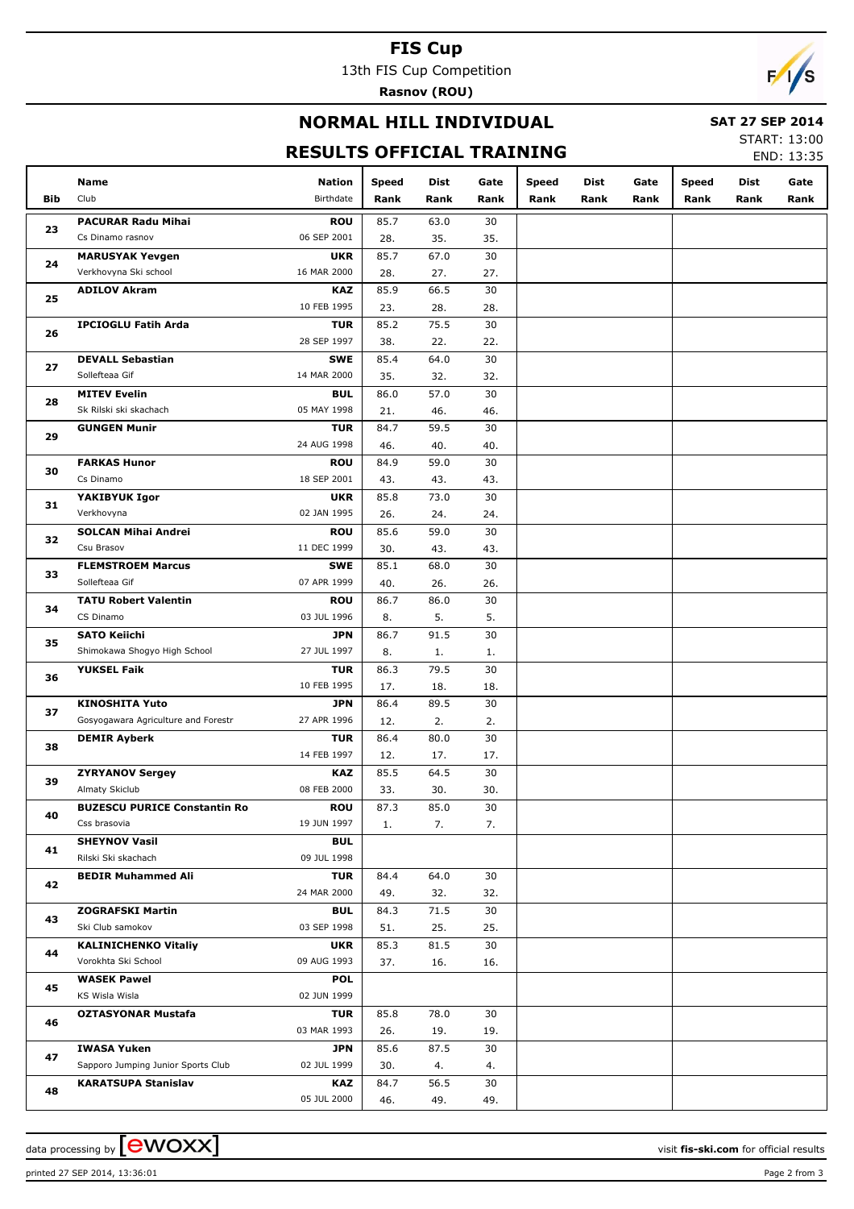# FIS Cup

13th FIS Cup Competition

**Rasnov (ROU)**

## NORMAL HILL INDIVIDUAL

**SAT 27 SEP 2014**

START: 13:00

END: 13:35

## RESULTS OFFICIAL TRAINING

| Bib | Name / Club | Nation / Birthdate | Speed Rank | Dist Rank | Gate Rank | Speed Rank | Dist Rank | Gate Rank | Speed Rank | Dist Rank | Gate Rank |
|---|---|---|---|---|---|---|---|---|---|---|---|
| 23 | **PACURAR Radu Mihai** | **ROU** | 85.7 | 63.0 | 30 | | | | | | |
| | Cs Dinamo rasnov | 06 SEP 2001 | 28. | 35. | 35. | | | | | | |
| 24 | **MARUSYAK Yevgen** | **UKR** | 85.7 | 67.0 | 30 | | | | | | |
| | Verkhovyna Ski school | 16 MAR 2000 | 28. | 27. | 27. | | | | | | |
| 25 | **ADILOV Akram** | **KAZ** | 85.9 | 66.5 | 30 | | | | | | |
| | | 10 FEB 1995 | 23. | 28. | 28. | | | | | | |
| 26 | **IPCIOGLU Fatih Arda** | **TUR** | 85.2 | 75.5 | 30 | | | | | | |
| | | 28 SEP 1997 | 38. | 22. | 22. | | | | | | |
| 27 | **DEVALL Sebastian** | **SWE** | 85.4 | 64.0 | 30 | | | | | | |
| | Sollefteaa Gif | 14 MAR 2000 | 35. | 32. | 32. | | | | | | |
| 28 | **MITEV Evelin** | **BUL** | 86.0 | 57.0 | 30 | | | | | | |
| | Sk Rilski ski skachach | 05 MAY 1998 | 21. | 46. | 46. | | | | | | |
| 29 | **GUNGEN Munir** | **TUR** | 84.7 | 59.5 | 30 | | | | | | |
| | | 24 AUG 1998 | 46. | 40. | 40. | | | | | | |
| 30 | **FARKAS Hunor** | **ROU** | 84.9 | 59.0 | 30 | | | | | | |
| | Cs Dinamo | 18 SEP 2001 | 43. | 43. | 43. | | | | | | |
| 31 | **YAKIBYUK Igor** | **UKR** | 85.8 | 73.0 | 30 | | | | | | |
| | Verkhovyna | 02 JAN 1995 | 26. | 24. | 24. | | | | | | |
| 32 | **SOLCAN Mihai Andrei** | **ROU** | 85.6 | 59.0 | 30 | | | | | | |
| | Csu Brasov | 11 DEC 1999 | 30. | 43. | 43. | | | | | | |
| 33 | **FLEMSTROEM Marcus** | **SWE** | 85.1 | 68.0 | 30 | | | | | | |
| | Sollefteaa Gif | 07 APR 1999 | 40. | 26. | 26. | | | | | | |
| 34 | **TATU Robert Valentin** | **ROU** | 86.7 | 86.0 | 30 | | | | | | |
| | CS Dinamo | 03 JUL 1996 | 8. | 5. | 5. | | | | | | |
| 35 | **SATO Keiichi** | **JPN** | 86.7 | 91.5 | 30 | | | | | | |
| | Shimokawa Shogyo High School | 27 JUL 1997 | 8. | 1. | 1. | | | | | | |
| 36 | **YUKSEL Faik** | **TUR** | 86.3 | 79.5 | 30 | | | | | | |
| | | 10 FEB 1995 | 17. | 18. | 18. | | | | | | |
| 37 | **KINOSHITA Yuto** | **JPN** | 86.4 | 89.5 | 30 | | | | | | |
| | Gosyogawara Agriculture and Forestr | 27 APR 1996 | 12. | 2. | 2. | | | | | | |
| 38 | **DEMIR Ayberk** | **TUR** | 86.4 | 80.0 | 30 | | | | | | |
| | | 14 FEB 1997 | 12. | 17. | 17. | | | | | | |
| 39 | **ZYRYANOV Sergey** | **KAZ** | 85.5 | 64.5 | 30 | | | | | | |
| | Almaty Skiclub | 08 FEB 2000 | 33. | 30. | 30. | | | | | | |
| 40 | **BUZESCU PURICE Constantin Ro** | **ROU** | 87.3 | 85.0 | 30 | | | | | | |
| | Css brasovia | 19 JUN 1997 | 1. | 7. | 7. | | | | | | |
| 41 | **SHEYNOV Vasil** | **BUL** | | | | | | | | | |
| | Rilski Ski skachach | 09 JUL 1998 | | | | | | | | | |
| 42 | **BEDIR Muhammed Ali** | **TUR** | 84.4 | 64.0 | 30 | | | | | | |
| | | 24 MAR 2000 | 49. | 32. | 32. | | | | | | |
| 43 | **ZOGRAFSKI Martin** | **BUL** | 84.3 | 71.5 | 30 | | | | | | |
| | Ski Club samokov | 03 SEP 1998 | 51. | 25. | 25. | | | | | | |
| 44 | **KALINICHENKO Vitaliy** | **UKR** | 85.3 | 81.5 | 30 | | | | | | |
| | Vorokhta Ski School | 09 AUG 1993 | 37. | 16. | 16. | | | | | | |
| 45 | **WASEK Pawel** | **POL** | | | | | | | | | |
| | KS Wisla Wisla | 02 JUN 1999 | | | | | | | | | |
| 46 | **OZTASYONAR Mustafa** | **TUR** | 85.8 | 78.0 | 30 | | | | | | |
| | | 03 MAR 1993 | 26. | 19. | 19. | | | | | | |
| 47 | **IWASA Yuken** | **JPN** | 85.6 | 87.5 | 30 | | | | | | |
| | Sapporo Jumping Junior Sports Club | 02 JUL 1999 | 30. | 4. | 4. | | | | | | |
| 48 | **KARATSUPA Stanislav** | **KAZ** | 84.7 | 56.5 | 30 | | | | | | |
| | | 05 JUL 2000 | 46. | 49. | 49. | | | | | | |

data processing by ewoxx — visit **fis-ski.com** for official results

printed 27 SEP 2014, 13:36:01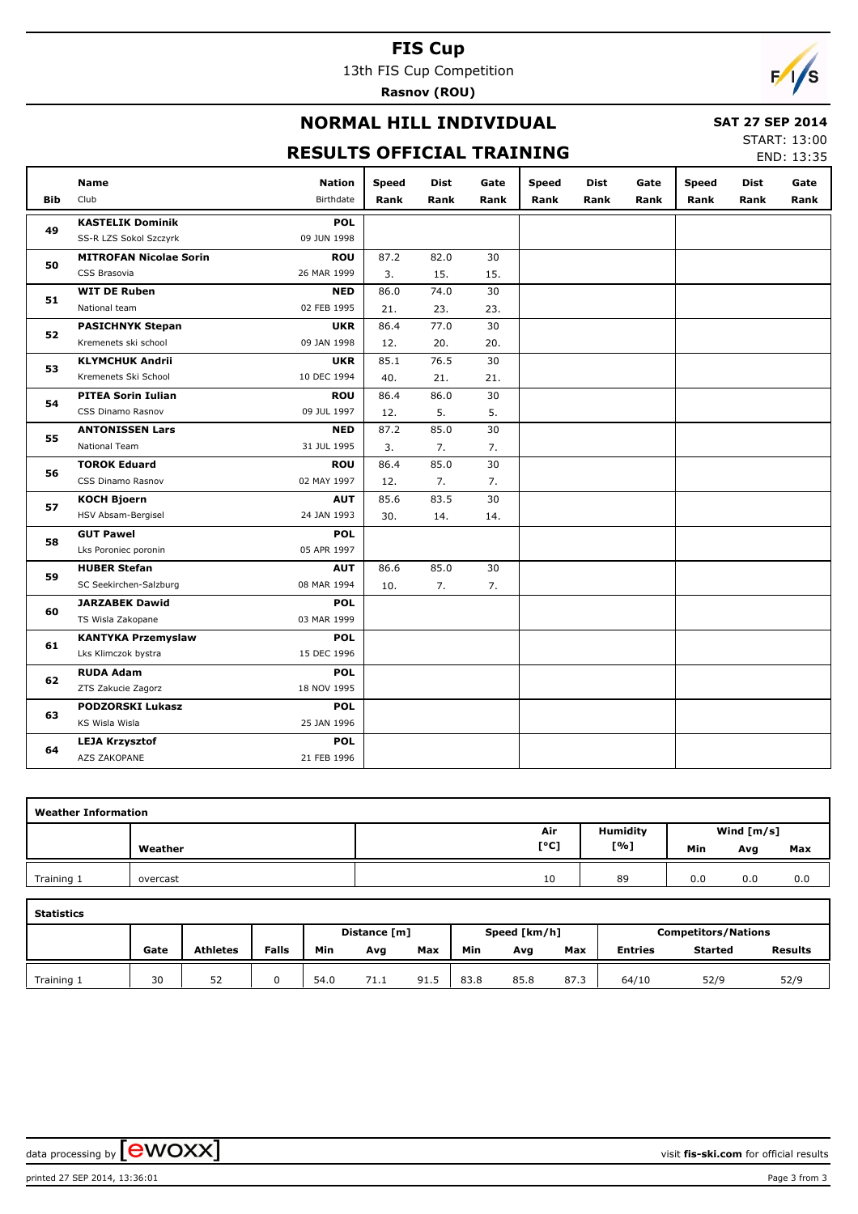# FIS Cup

13th FIS Cup Competition

**Rasnov (ROU)**

## NORMAL HILL INDIVIDUAL

## RESULTS OFFICIAL TRAINING

**SAT 27 SEP 2014**

START: 13:00

END: 13:35

| Bib | Name / Club | Nation / Birthdate | Speed Rank | Dist Rank | Gate Rank | Speed Rank | Dist Rank | Gate Rank | Speed Rank | Dist Rank | Gate Rank |
|---|---|---|---|---|---|---|---|---|---|---|---|
| 49 | **KASTELIK Dominik** SS-R LZS Sokol Szczyrk | **POL** 09 JUN 1998 | | | | | | | | | |
| 50 | **MITROFAN Nicolae Sorin** CSS Brasovia | **ROU** 26 MAR 1999 | 87.2 3. | 82.0 15. | 30 15. | | | | | | |
| 51 | **WIT DE Ruben** National team | **NED** 02 FEB 1995 | 86.0 21. | 74.0 23. | 30 23. | | | | | | |
| 52 | **PASICHNYK Stepan** Kremenets ski school | **UKR** 09 JAN 1998 | 86.4 12. | 77.0 20. | 30 20. | | | | | | |
| 53 | **KLYMCHUK Andrii** Kremenets Ski School | **UKR** 10 DEC 1994 | 85.1 40. | 76.5 21. | 30 21. | | | | | | |
| 54 | **PITEA Sorin Iulian** CSS Dinamo Rasnov | **ROU** 09 JUL 1997 | 86.4 12. | 86.0 5. | 30 5. | | | | | | |
| 55 | **ANTONISSEN Lars** National Team | **NED** 31 JUL 1995 | 87.2 3. | 85.0 7. | 30 7. | | | | | | |
| 56 | **TOROK Eduard** CSS Dinamo Rasnov | **ROU** 02 MAY 1997 | 86.4 12. | 85.0 7. | 30 7. | | | | | | |
| 57 | **KOCH Bjoern** HSV Absam-Bergisel | **AUT** 24 JAN 1993 | 85.6 30. | 83.5 14. | 30 14. | | | | | | |
| 58 | **GUT Pawel** Lks Poroniec poronin | **POL** 05 APR 1997 | | | | | | | | | |
| 59 | **HUBER Stefan** SC Seekirchen-Salzburg | **AUT** 08 MAR 1994 | 86.6 10. | 85.0 7. | 30 7. | | | | | | |
| 60 | **JARZABEK Dawid** TS Wisla Zakopane | **POL** 03 MAR 1999 | | | | | | | | | |
| 61 | **KANTYKA Przemyslaw** Lks Klimczok bystra | **POL** 15 DEC 1996 | | | | | | | | | |
| 62 | **RUDA Adam** ZTS Zakucie Zagorz | **POL** 18 NOV 1995 | | | | | | | | | |
| 63 | **PODZORSKI Lukasz** KS Wisla Wisla | **POL** 25 JAN 1996 | | | | | | | | | |
| 64 | **LEJA Krzysztof** AZS ZAKOPANE | **POL** 21 FEB 1996 | | | | | | | | | |

**Weather Information**

| | Weather | Air [°C] | Humidity [%] | Wind [m/s] Min | Avg | Max |
|---|---|---|---|---|---|---|
| Training 1 | overcast | 10 | 89 | 0.0 | 0.0 | 0.0 |

**Statistics**

| | Gate | Athletes | Falls | Distance [m] Min | Avg | Max | Speed [km/h] Min | Avg | Max | Competitors/Nations Entries | Started | Results |
|---|---|---|---|---|---|---|---|---|---|---|---|---|
| Training 1 | 30 | 52 | 0 | 54.0 | 71.1 | 91.5 | 83.8 | 85.8 | 87.3 | 64/10 | 52/9 | 52/9 |

data processing by ewoxx — visit **fis-ski.com** for official results

printed 27 SEP 2014, 13:36:01